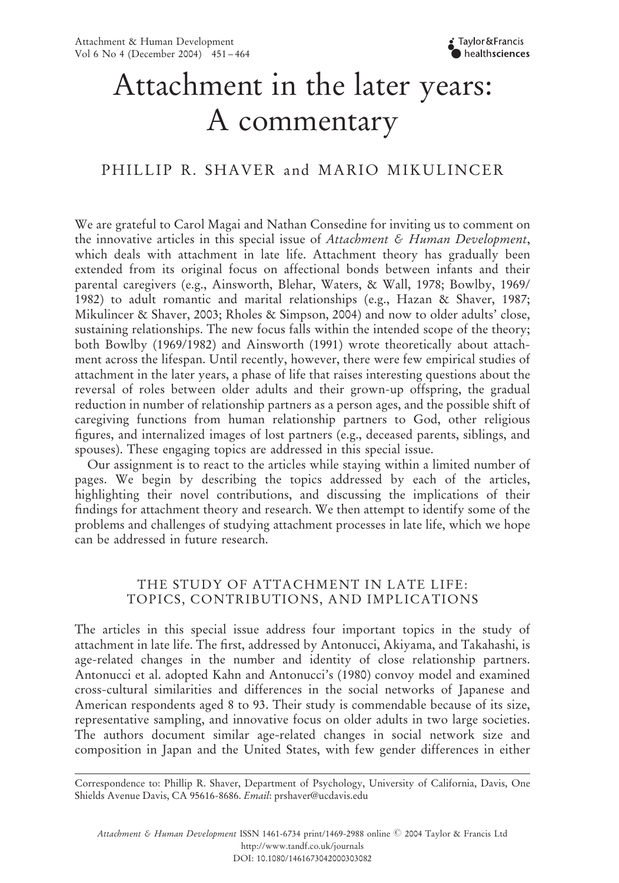# Attachment in the later years: A commentary

PHILLIP R. SHAVER and MARIO MIKULINCER

We are grateful to Carol Magai and Nathan Consedine for inviting us to comment on the innovative articles in this special issue of *Attachment & Human Development*, which deals with attachment in late life. Attachment theory has gradually been extended from its original focus on affectional bonds between infants and their parental caregivers (e.g., Ainsworth, Blehar, Waters, & Wall, 1978; Bowlby, 1969/1982) to adult romantic and marital relationships (e.g., Hazan & Shaver, 1987; Mikulincer & Shaver, 2003; Rholes & Simpson, 2004) and now to older adults' close, sustaining relationships. The new focus falls within the intended scope of the theory; both Bowlby (1969/1982) and Ainsworth (1991) wrote theoretically about attachment across the lifespan. Until recently, however, there were few empirical studies of attachment in the later years, a phase of life that raises interesting questions about the reversal of roles between older adults and their grown-up offspring, the gradual reduction in number of relationship partners as a person ages, and the possible shift of caregiving functions from human relationship partners to God, other religious figures, and internalized images of lost partners (e.g., deceased parents, siblings, and spouses). These engaging topics are addressed in this special issue.

Our assignment is to react to the articles while staying within a limited number of pages. We begin by describing the topics addressed by each of the articles, highlighting their novel contributions, and discussing the implications of their findings for attachment theory and research. We then attempt to identify some of the problems and challenges of studying attachment processes in late life, which we hope can be addressed in future research.

## THE STUDY OF ATTACHMENT IN LATE LIFE: TOPICS, CONTRIBUTIONS, AND IMPLICATIONS

The articles in this special issue address four important topics in the study of attachment in late life. The first, addressed by Antonucci, Akiyama, and Takahashi, is age-related changes in the number and identity of close relationship partners. Antonucci et al. adopted Kahn and Antonucci's (1980) convoy model and examined cross-cultural similarities and differences in the social networks of Japanese and American respondents aged 8 to 93. Their study is commendable because of its size, representative sampling, and innovative focus on older adults in two large societies. The authors document similar age-related changes in social network size and composition in Japan and the United States, with few gender differences in either

---

Correspondence to: Phillip R. Shaver, Department of Psychology, University of California, Davis, One Shields Avenue Davis, CA 95616-8686. *Email*: prshaver@ucdavis.edu

*Attachment & Human Development* ISSN 1461-6734 print/1469-2988 online © 2004 Taylor & Francis Ltd
http://www.tandf.co.uk/journals
DOI: 10.1080/14616730420003303082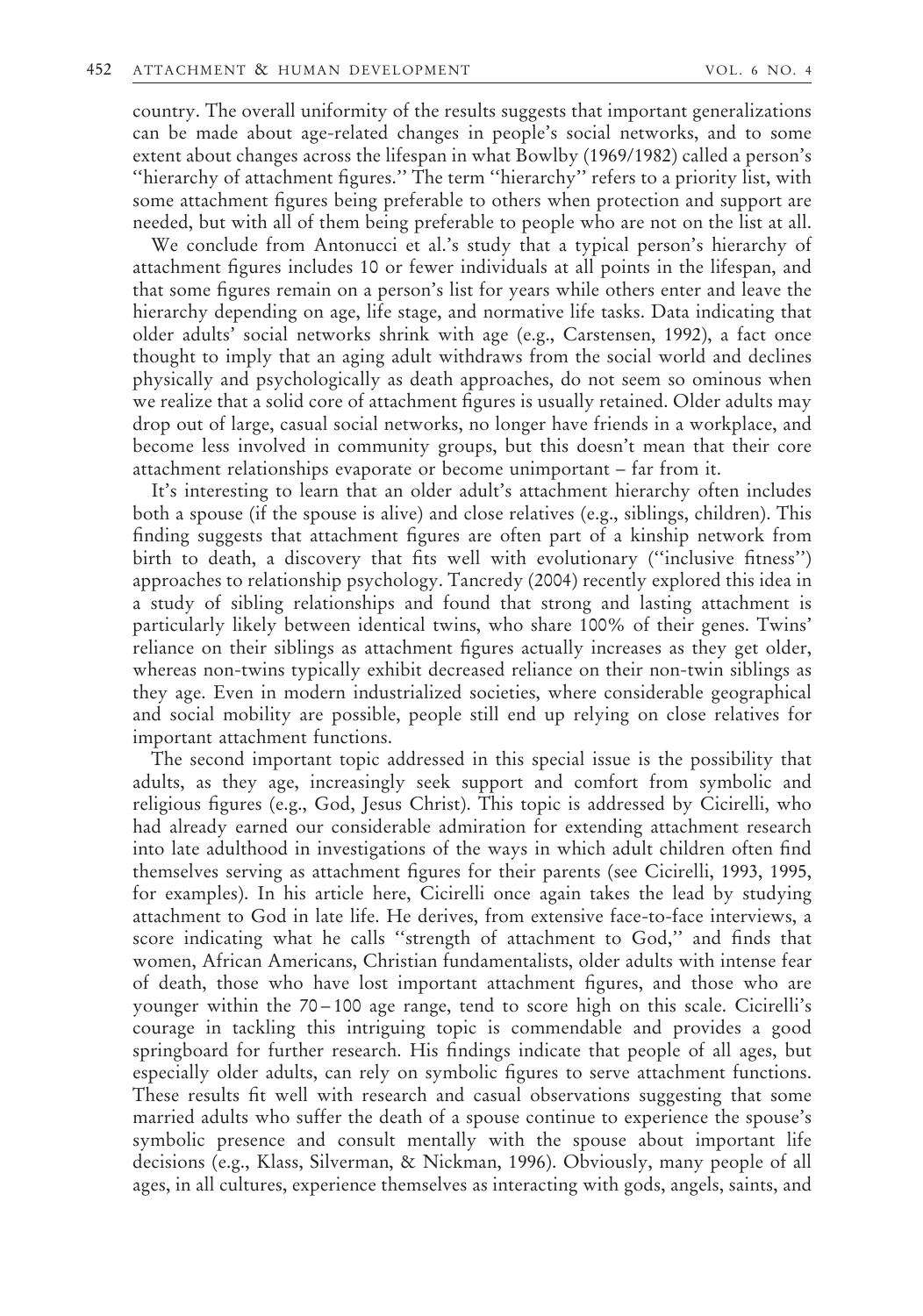country. The overall uniformity of the results suggests that important generalizations can be made about age-related changes in people's social networks, and to some extent about changes across the lifespan in what Bowlby (1969/1982) called a person's "hierarchy of attachment figures." The term "hierarchy" refers to a priority list, with some attachment figures being preferable to others when protection and support are needed, but with all of them being preferable to people who are not on the list at all.

We conclude from Antonucci et al.'s study that a typical person's hierarchy of attachment figures includes 10 or fewer individuals at all points in the lifespan, and that some figures remain on a person's list for years while others enter and leave the hierarchy depending on age, life stage, and normative life tasks. Data indicating that older adults' social networks shrink with age (e.g., Carstensen, 1992), a fact once thought to imply that an aging adult withdraws from the social world and declines physically and psychologically as death approaches, do not seem so ominous when we realize that a solid core of attachment figures is usually retained. Older adults may drop out of large, casual social networks, no longer have friends in a workplace, and become less involved in community groups, but this doesn't mean that their core attachment relationships evaporate or become unimportant – far from it.

It's interesting to learn that an older adult's attachment hierarchy often includes both a spouse (if the spouse is alive) and close relatives (e.g., siblings, children). This finding suggests that attachment figures are often part of a kinship network from birth to death, a discovery that fits well with evolutionary ("inclusive fitness") approaches to relationship psychology. Tancredy (2004) recently explored this idea in a study of sibling relationships and found that strong and lasting attachment is particularly likely between identical twins, who share 100% of their genes. Twins' reliance on their siblings as attachment figures actually increases as they get older, whereas non-twins typically exhibit decreased reliance on their non-twin siblings as they age. Even in modern industrialized societies, where considerable geographical and social mobility are possible, people still end up relying on close relatives for important attachment functions.

The second important topic addressed in this special issue is the possibility that adults, as they age, increasingly seek support and comfort from symbolic and religious figures (e.g., God, Jesus Christ). This topic is addressed by Cicirelli, who had already earned our considerable admiration for extending attachment research into late adulthood in investigations of the ways in which adult children often find themselves serving as attachment figures for their parents (see Cicirelli, 1993, 1995, for examples). In his article here, Cicirelli once again takes the lead by studying attachment to God in late life. He derives, from extensive face-to-face interviews, a score indicating what he calls "strength of attachment to God," and finds that women, African Americans, Christian fundamentalists, older adults with intense fear of death, those who have lost important attachment figures, and those who are younger within the 70–100 age range, tend to score high on this scale. Cicirelli's courage in tackling this intriguing topic is commendable and provides a good springboard for further research. His findings indicate that people of all ages, but especially older adults, can rely on symbolic figures to serve attachment functions. These results fit well with research and casual observations suggesting that some married adults who suffer the death of a spouse continue to experience the spouse's symbolic presence and consult mentally with the spouse about important life decisions (e.g., Klass, Silverman, & Nickman, 1996). Obviously, many people of all ages, in all cultures, experience themselves as interacting with gods, angels, saints, and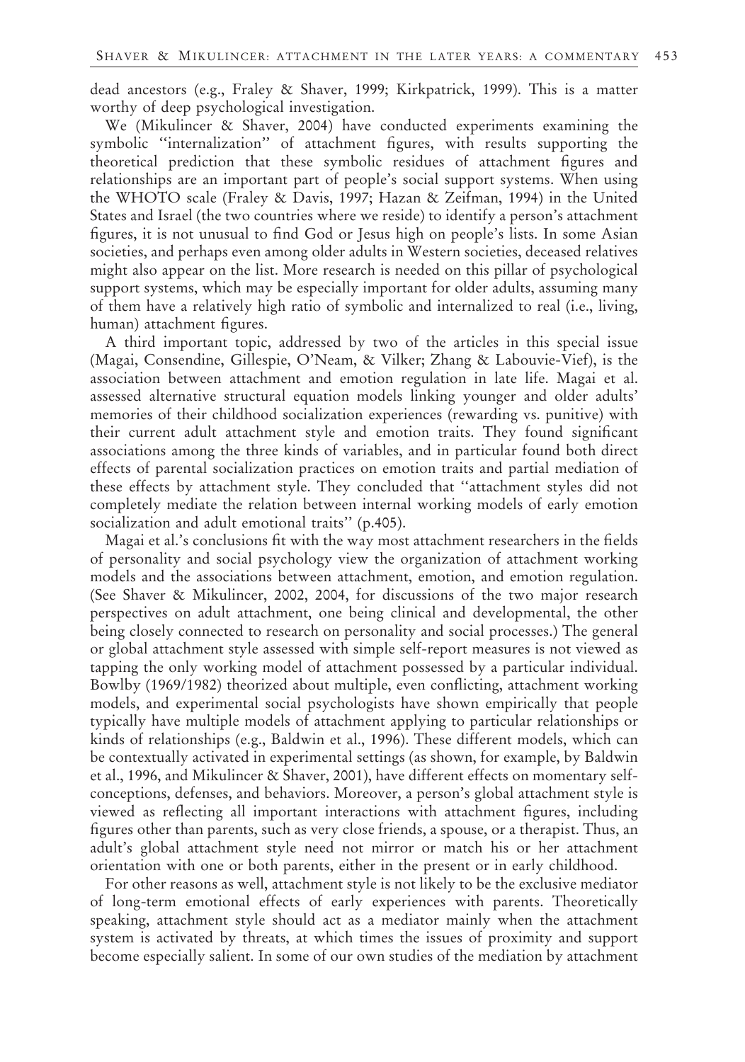dead ancestors (e.g., Fraley & Shaver, 1999; Kirkpatrick, 1999). This is a matter worthy of deep psychological investigation.

We (Mikulincer & Shaver, 2004) have conducted experiments examining the symbolic ''internalization'' of attachment figures, with results supporting the theoretical prediction that these symbolic residues of attachment figures and relationships are an important part of people's social support systems. When using the WHOTO scale (Fraley & Davis, 1997; Hazan & Zeifman, 1994) in the United States and Israel (the two countries where we reside) to identify a person's attachment figures, it is not unusual to find God or Jesus high on people's lists. In some Asian societies, and perhaps even among older adults in Western societies, deceased relatives might also appear on the list. More research is needed on this pillar of psychological support systems, which may be especially important for older adults, assuming many of them have a relatively high ratio of symbolic and internalized to real (i.e., living, human) attachment figures.

A third important topic, addressed by two of the articles in this special issue (Magai, Consendine, Gillespie, O'Neam, & Vilker; Zhang & Labouvie-Vief), is the association between attachment and emotion regulation in late life. Magai et al. assessed alternative structural equation models linking younger and older adults' memories of their childhood socialization experiences (rewarding vs. punitive) with their current adult attachment style and emotion traits. They found significant associations among the three kinds of variables, and in particular found both direct effects of parental socialization practices on emotion traits and partial mediation of these effects by attachment style. They concluded that ''attachment styles did not completely mediate the relation between internal working models of early emotion socialization and adult emotional traits'' (p.405).

Magai et al.'s conclusions fit with the way most attachment researchers in the fields of personality and social psychology view the organization of attachment working models and the associations between attachment, emotion, and emotion regulation. (See Shaver & Mikulincer, 2002, 2004, for discussions of the two major research perspectives on adult attachment, one being clinical and developmental, the other being closely connected to research on personality and social processes.) The general or global attachment style assessed with simple self-report measures is not viewed as tapping the only working model of attachment possessed by a particular individual. Bowlby (1969/1982) theorized about multiple, even conflicting, attachment working models, and experimental social psychologists have shown empirically that people typically have multiple models of attachment applying to particular relationships or kinds of relationships (e.g., Baldwin et al., 1996). These different models, which can be contextually activated in experimental settings (as shown, for example, by Baldwin et al., 1996, and Mikulincer & Shaver, 2001), have different effects on momentary self-conceptions, defenses, and behaviors. Moreover, a person's global attachment style is viewed as reflecting all important interactions with attachment figures, including figures other than parents, such as very close friends, a spouse, or a therapist. Thus, an adult's global attachment style need not mirror or match his or her attachment orientation with one or both parents, either in the present or in early childhood.

For other reasons as well, attachment style is not likely to be the exclusive mediator of long-term emotional effects of early experiences with parents. Theoretically speaking, attachment style should act as a mediator mainly when the attachment system is activated by threats, at which times the issues of proximity and support become especially salient. In some of our own studies of the mediation by attachment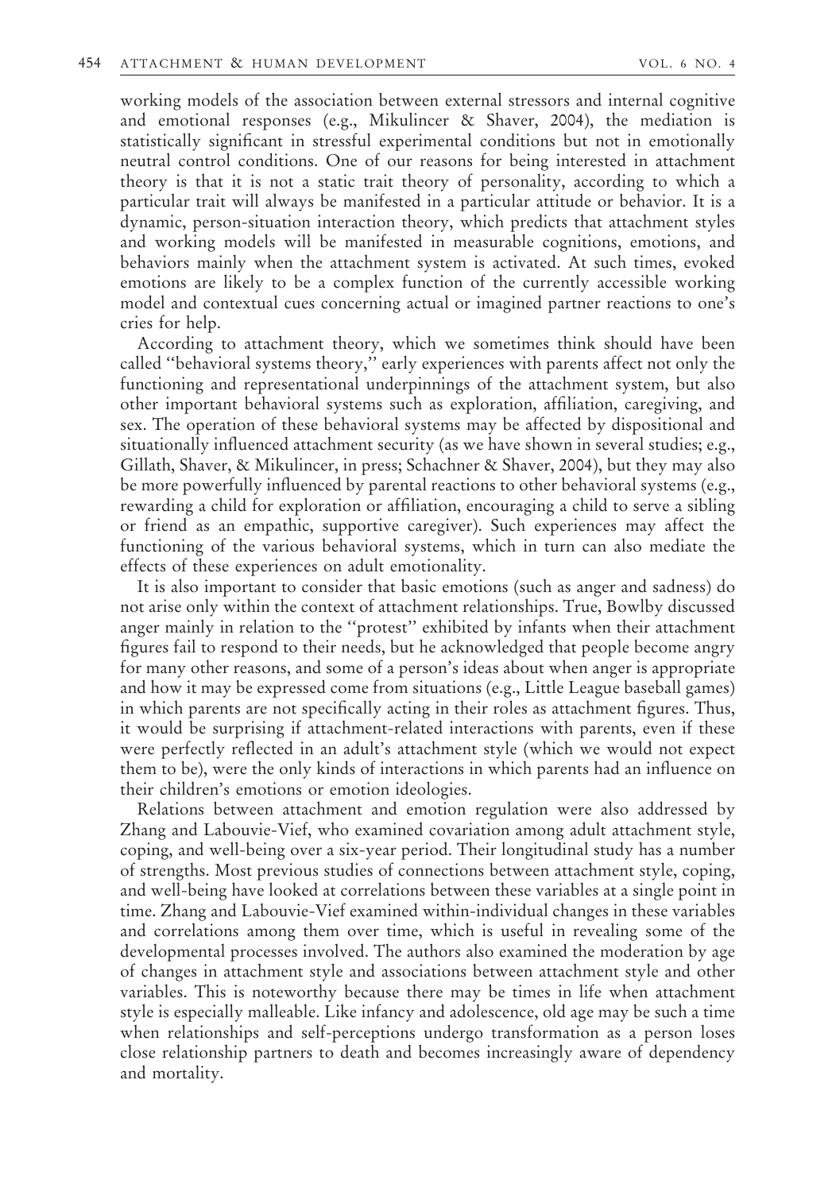working models of the association between external stressors and internal cognitive and emotional responses (e.g., Mikulincer & Shaver, 2004), the mediation is statistically significant in stressful experimental conditions but not in emotionally neutral control conditions. One of our reasons for being interested in attachment theory is that it is not a static trait theory of personality, according to which a particular trait will always be manifested in a particular attitude or behavior. It is a dynamic, person-situation interaction theory, which predicts that attachment styles and working models will be manifested in measurable cognitions, emotions, and behaviors mainly when the attachment system is activated. At such times, evoked emotions are likely to be a complex function of the currently accessible working model and contextual cues concerning actual or imagined partner reactions to one's cries for help.

According to attachment theory, which we sometimes think should have been called "behavioral systems theory," early experiences with parents affect not only the functioning and representational underpinnings of the attachment system, but also other important behavioral systems such as exploration, affiliation, caregiving, and sex. The operation of these behavioral systems may be affected by dispositional and situationally influenced attachment security (as we have shown in several studies; e.g., Gillath, Shaver, & Mikulincer, in press; Schachner & Shaver, 2004), but they may also be more powerfully influenced by parental reactions to other behavioral systems (e.g., rewarding a child for exploration or affiliation, encouraging a child to serve a sibling or friend as an empathic, supportive caregiver). Such experiences may affect the functioning of the various behavioral systems, which in turn can also mediate the effects of these experiences on adult emotionality.

It is also important to consider that basic emotions (such as anger and sadness) do not arise only within the context of attachment relationships. True, Bowlby discussed anger mainly in relation to the "protest" exhibited by infants when their attachment figures fail to respond to their needs, but he acknowledged that people become angry for many other reasons, and some of a person's ideas about when anger is appropriate and how it may be expressed come from situations (e.g., Little League baseball games) in which parents are not specifically acting in their roles as attachment figures. Thus, it would be surprising if attachment-related interactions with parents, even if these were perfectly reflected in an adult's attachment style (which we would not expect them to be), were the only kinds of interactions in which parents had an influence on their children's emotions or emotion ideologies.

Relations between attachment and emotion regulation were also addressed by Zhang and Labouvie-Vief, who examined covariation among adult attachment style, coping, and well-being over a six-year period. Their longitudinal study has a number of strengths. Most previous studies of connections between attachment style, coping, and well-being have looked at correlations between these variables at a single point in time. Zhang and Labouvie-Vief examined within-individual changes in these variables and correlations among them over time, which is useful in revealing some of the developmental processes involved. The authors also examined the moderation by age of changes in attachment style and associations between attachment style and other variables. This is noteworthy because there may be times in life when attachment style is especially malleable. Like infancy and adolescence, old age may be such a time when relationships and self-perceptions undergo transformation as a person loses close relationship partners to death and becomes increasingly aware of dependency and mortality.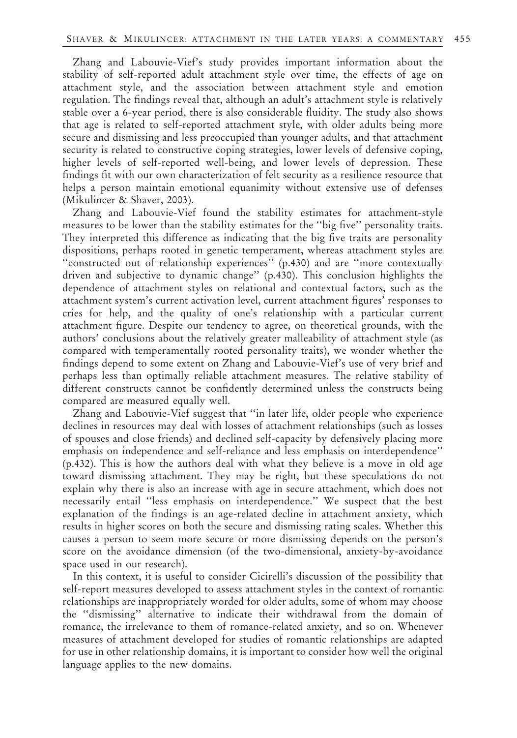Zhang and Labouvie-Vief's study provides important information about the stability of self-reported adult attachment style over time, the effects of age on attachment style, and the association between attachment style and emotion regulation. The findings reveal that, although an adult's attachment style is relatively stable over a 6-year period, there is also considerable fluidity. The study also shows that age is related to self-reported attachment style, with older adults being more secure and dismissing and less preoccupied than younger adults, and that attachment security is related to constructive coping strategies, lower levels of defensive coping, higher levels of self-reported well-being, and lower levels of depression. These findings fit with our own characterization of felt security as a resilience resource that helps a person maintain emotional equanimity without extensive use of defenses (Mikulincer & Shaver, 2003).

Zhang and Labouvie-Vief found the stability estimates for attachment-style measures to be lower than the stability estimates for the ''big five'' personality traits. They interpreted this difference as indicating that the big five traits are personality dispositions, perhaps rooted in genetic temperament, whereas attachment styles are ''constructed out of relationship experiences'' (p.430) and are ''more contextually driven and subjective to dynamic change'' (p.430). This conclusion highlights the dependence of attachment styles on relational and contextual factors, such as the attachment system's current activation level, current attachment figures' responses to cries for help, and the quality of one's relationship with a particular current attachment figure. Despite our tendency to agree, on theoretical grounds, with the authors' conclusions about the relatively greater malleability of attachment style (as compared with temperamentally rooted personality traits), we wonder whether the findings depend to some extent on Zhang and Labouvie-Vief's use of very brief and perhaps less than optimally reliable attachment measures. The relative stability of different constructs cannot be confidently determined unless the constructs being compared are measured equally well.

Zhang and Labouvie-Vief suggest that ''in later life, older people who experience declines in resources may deal with losses of attachment relationships (such as losses of spouses and close friends) and declined self-capacity by defensively placing more emphasis on independence and self-reliance and less emphasis on interdependence'' (p.432). This is how the authors deal with what they believe is a move in old age toward dismissing attachment. They may be right, but these speculations do not explain why there is also an increase with age in secure attachment, which does not necessarily entail ''less emphasis on interdependence.'' We suspect that the best explanation of the findings is an age-related decline in attachment anxiety, which results in higher scores on both the secure and dismissing rating scales. Whether this causes a person to seem more secure or more dismissing depends on the person's score on the avoidance dimension (of the two-dimensional, anxiety-by-avoidance space used in our research).

In this context, it is useful to consider Cicirelli's discussion of the possibility that self-report measures developed to assess attachment styles in the context of romantic relationships are inappropriately worded for older adults, some of whom may choose the ''dismissing'' alternative to indicate their withdrawal from the domain of romance, the irrelevance to them of romance-related anxiety, and so on. Whenever measures of attachment developed for studies of romantic relationships are adapted for use in other relationship domains, it is important to consider how well the original language applies to the new domains.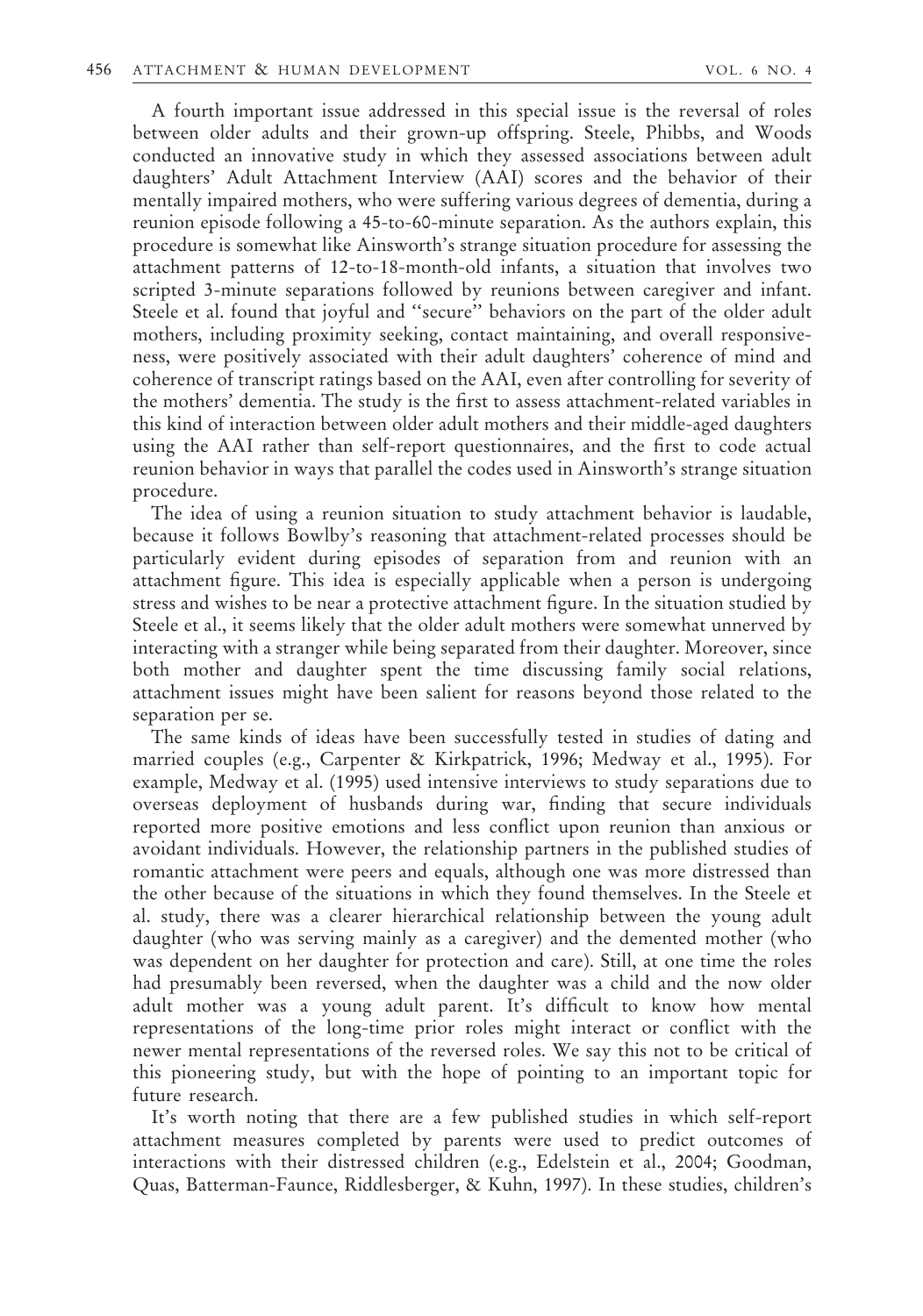A fourth important issue addressed in this special issue is the reversal of roles between older adults and their grown-up offspring. Steele, Phibbs, and Woods conducted an innovative study in which they assessed associations between adult daughters' Adult Attachment Interview (AAI) scores and the behavior of their mentally impaired mothers, who were suffering various degrees of dementia, during a reunion episode following a 45-to-60-minute separation. As the authors explain, this procedure is somewhat like Ainsworth's strange situation procedure for assessing the attachment patterns of 12-to-18-month-old infants, a situation that involves two scripted 3-minute separations followed by reunions between caregiver and infant. Steele et al. found that joyful and ''secure'' behaviors on the part of the older adult mothers, including proximity seeking, contact maintaining, and overall responsiveness, were positively associated with their adult daughters' coherence of mind and coherence of transcript ratings based on the AAI, even after controlling for severity of the mothers' dementia. The study is the first to assess attachment-related variables in this kind of interaction between older adult mothers and their middle-aged daughters using the AAI rather than self-report questionnaires, and the first to code actual reunion behavior in ways that parallel the codes used in Ainsworth's strange situation procedure.

The idea of using a reunion situation to study attachment behavior is laudable, because it follows Bowlby's reasoning that attachment-related processes should be particularly evident during episodes of separation from and reunion with an attachment figure. This idea is especially applicable when a person is undergoing stress and wishes to be near a protective attachment figure. In the situation studied by Steele et al., it seems likely that the older adult mothers were somewhat unnerved by interacting with a stranger while being separated from their daughter. Moreover, since both mother and daughter spent the time discussing family social relations, attachment issues might have been salient for reasons beyond those related to the separation per se.

The same kinds of ideas have been successfully tested in studies of dating and married couples (e.g., Carpenter & Kirkpatrick, 1996; Medway et al., 1995). For example, Medway et al. (1995) used intensive interviews to study separations due to overseas deployment of husbands during war, finding that secure individuals reported more positive emotions and less conflict upon reunion than anxious or avoidant individuals. However, the relationship partners in the published studies of romantic attachment were peers and equals, although one was more distressed than the other because of the situations in which they found themselves. In the Steele et al. study, there was a clearer hierarchical relationship between the young adult daughter (who was serving mainly as a caregiver) and the demented mother (who was dependent on her daughter for protection and care). Still, at one time the roles had presumably been reversed, when the daughter was a child and the now older adult mother was a young adult parent. It's difficult to know how mental representations of the long-time prior roles might interact or conflict with the newer mental representations of the reversed roles. We say this not to be critical of this pioneering study, but with the hope of pointing to an important topic for future research.

It's worth noting that there are a few published studies in which self-report attachment measures completed by parents were used to predict outcomes of interactions with their distressed children (e.g., Edelstein et al., 2004; Goodman, Quas, Batterman-Faunce, Riddlesberger, & Kuhn, 1997). In these studies, children's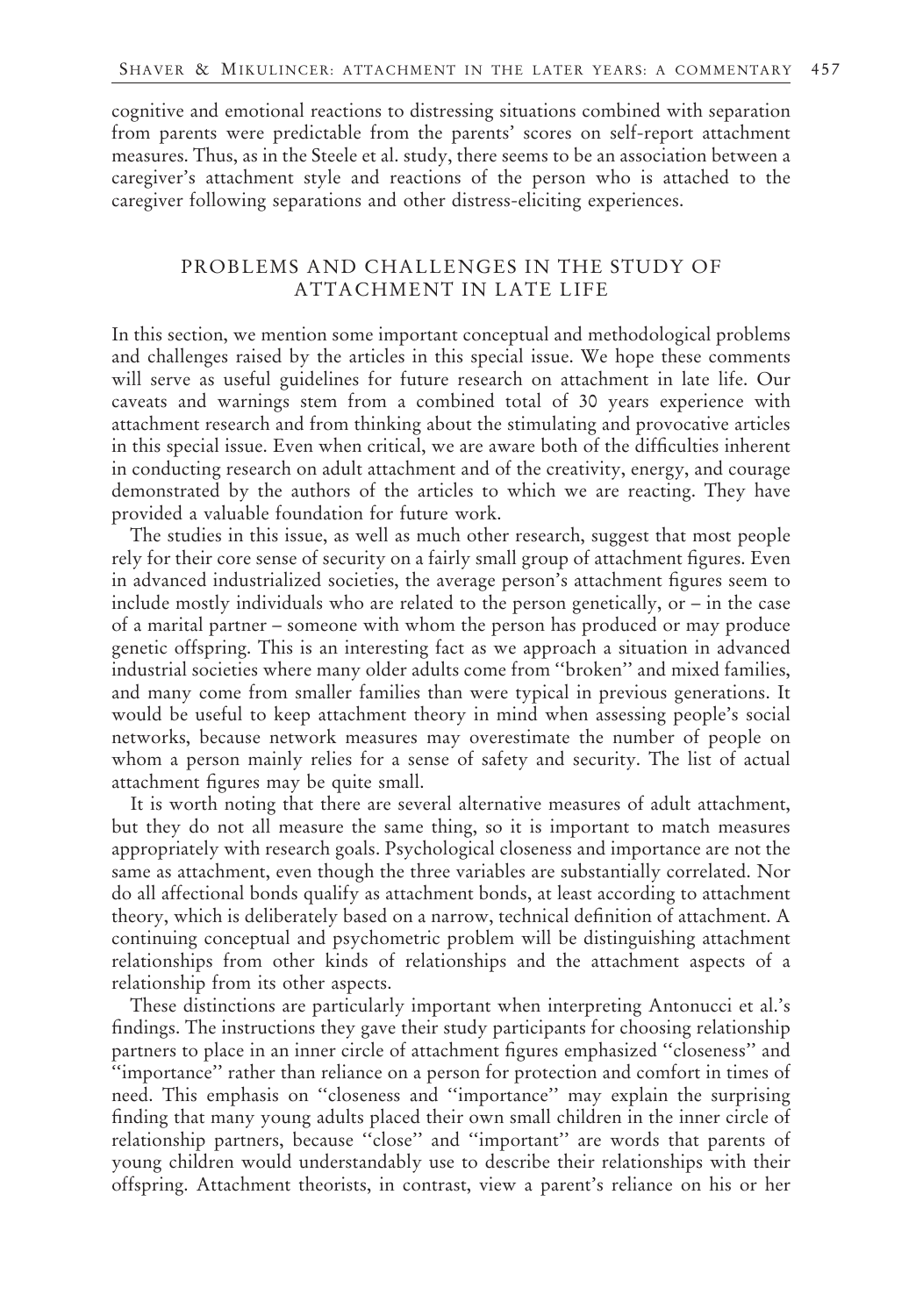cognitive and emotional reactions to distressing situations combined with separation from parents were predictable from the parents' scores on self-report attachment measures. Thus, as in the Steele et al. study, there seems to be an association between a caregiver's attachment style and reactions of the person who is attached to the caregiver following separations and other distress-eliciting experiences.

## PROBLEMS AND CHALLENGES IN THE STUDY OF ATTACHMENT IN LATE LIFE

In this section, we mention some important conceptual and methodological problems and challenges raised by the articles in this special issue. We hope these comments will serve as useful guidelines for future research on attachment in late life. Our caveats and warnings stem from a combined total of 30 years experience with attachment research and from thinking about the stimulating and provocative articles in this special issue. Even when critical, we are aware both of the difficulties inherent in conducting research on adult attachment and of the creativity, energy, and courage demonstrated by the authors of the articles to which we are reacting. They have provided a valuable foundation for future work.

The studies in this issue, as well as much other research, suggest that most people rely for their core sense of security on a fairly small group of attachment figures. Even in advanced industrialized societies, the average person's attachment figures seem to include mostly individuals who are related to the person genetically, or – in the case of a marital partner – someone with whom the person has produced or may produce genetic offspring. This is an interesting fact as we approach a situation in advanced industrial societies where many older adults come from ''broken'' and mixed families, and many come from smaller families than were typical in previous generations. It would be useful to keep attachment theory in mind when assessing people's social networks, because network measures may overestimate the number of people on whom a person mainly relies for a sense of safety and security. The list of actual attachment figures may be quite small.

It is worth noting that there are several alternative measures of adult attachment, but they do not all measure the same thing, so it is important to match measures appropriately with research goals. Psychological closeness and importance are not the same as attachment, even though the three variables are substantially correlated. Nor do all affectional bonds qualify as attachment bonds, at least according to attachment theory, which is deliberately based on a narrow, technical definition of attachment. A continuing conceptual and psychometric problem will be distinguishing attachment relationships from other kinds of relationships and the attachment aspects of a relationship from its other aspects.

These distinctions are particularly important when interpreting Antonucci et al.'s findings. The instructions they gave their study participants for choosing relationship partners to place in an inner circle of attachment figures emphasized ''closeness'' and ''importance'' rather than reliance on a person for protection and comfort in times of need. This emphasis on ''closeness and ''importance'' may explain the surprising finding that many young adults placed their own small children in the inner circle of relationship partners, because ''close'' and ''important'' are words that parents of young children would understandably use to describe their relationships with their offspring. Attachment theorists, in contrast, view a parent's reliance on his or her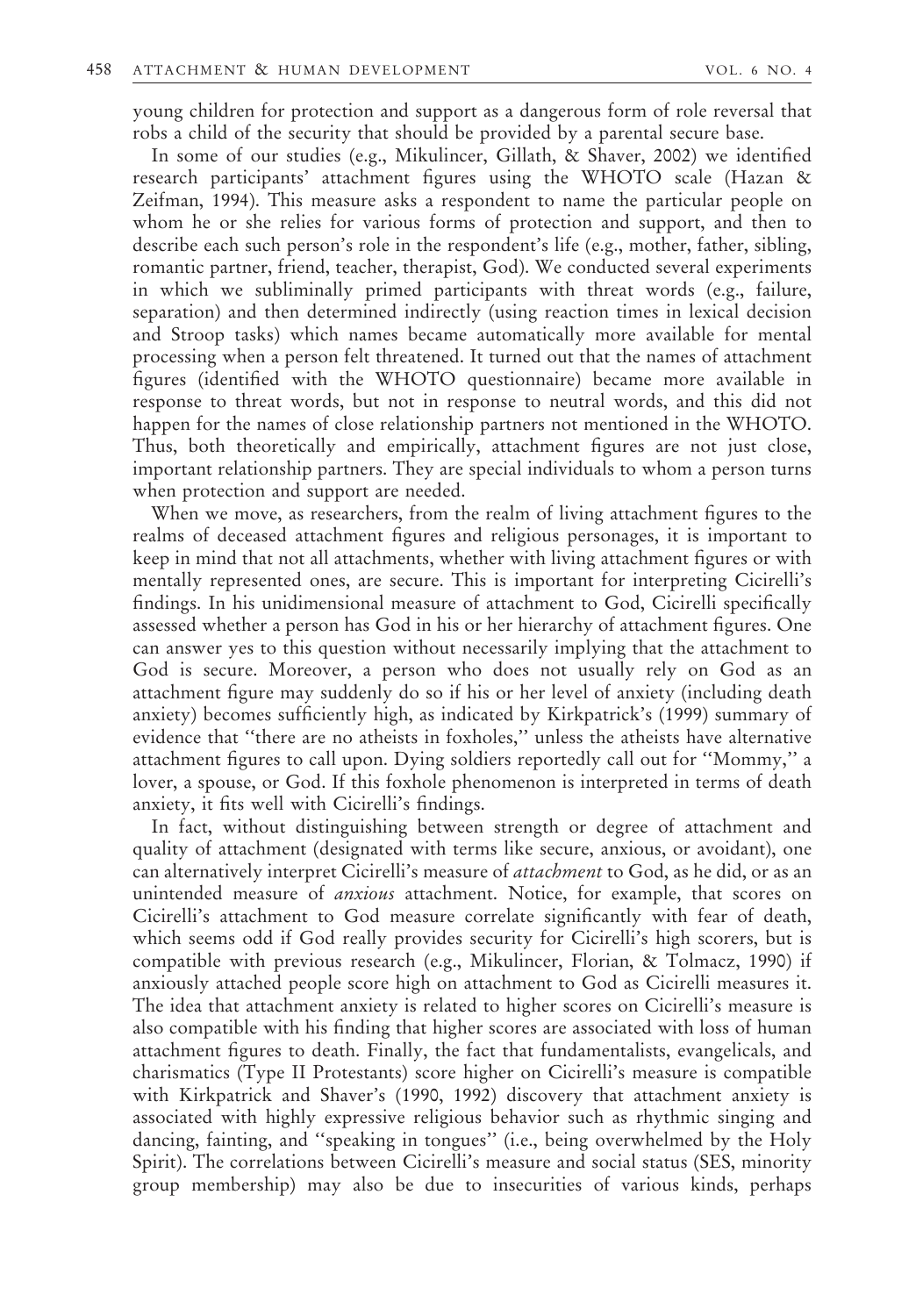young children for protection and support as a dangerous form of role reversal that robs a child of the security that should be provided by a parental secure base.

In some of our studies (e.g., Mikulincer, Gillath, & Shaver, 2002) we identified research participants' attachment figures using the WHOTO scale (Hazan & Zeifman, 1994). This measure asks a respondent to name the particular people on whom he or she relies for various forms of protection and support, and then to describe each such person's role in the respondent's life (e.g., mother, father, sibling, romantic partner, friend, teacher, therapist, God). We conducted several experiments in which we subliminally primed participants with threat words (e.g., failure, separation) and then determined indirectly (using reaction times in lexical decision and Stroop tasks) which names became automatically more available for mental processing when a person felt threatened. It turned out that the names of attachment figures (identified with the WHOTO questionnaire) became more available in response to threat words, but not in response to neutral words, and this did not happen for the names of close relationship partners not mentioned in the WHOTO. Thus, both theoretically and empirically, attachment figures are not just close, important relationship partners. They are special individuals to whom a person turns when protection and support are needed.

When we move, as researchers, from the realm of living attachment figures to the realms of deceased attachment figures and religious personages, it is important to keep in mind that not all attachments, whether with living attachment figures or with mentally represented ones, are secure. This is important for interpreting Cicirelli's findings. In his unidimensional measure of attachment to God, Cicirelli specifically assessed whether a person has God in his or her hierarchy of attachment figures. One can answer yes to this question without necessarily implying that the attachment to God is secure. Moreover, a person who does not usually rely on God as an attachment figure may suddenly do so if his or her level of anxiety (including death anxiety) becomes sufficiently high, as indicated by Kirkpatrick's (1999) summary of evidence that "there are no atheists in foxholes," unless the atheists have alternative attachment figures to call upon. Dying soldiers reportedly call out for "Mommy," a lover, a spouse, or God. If this foxhole phenomenon is interpreted in terms of death anxiety, it fits well with Cicirelli's findings.

In fact, without distinguishing between strength or degree of attachment and quality of attachment (designated with terms like secure, anxious, or avoidant), one can alternatively interpret Cicirelli's measure of *attachment* to God, as he did, or as an unintended measure of *anxious* attachment. Notice, for example, that scores on Cicirelli's attachment to God measure correlate significantly with fear of death, which seems odd if God really provides security for Cicirelli's high scorers, but is compatible with previous research (e.g., Mikulincer, Florian, & Tolmacz, 1990) if anxiously attached people score high on attachment to God as Cicirelli measures it. The idea that attachment anxiety is related to higher scores on Cicirelli's measure is also compatible with his finding that higher scores are associated with loss of human attachment figures to death. Finally, the fact that fundamentalists, evangelicals, and charismatics (Type II Protestants) score higher on Cicirelli's measure is compatible with Kirkpatrick and Shaver's (1990, 1992) discovery that attachment anxiety is associated with highly expressive religious behavior such as rhythmic singing and dancing, fainting, and "speaking in tongues" (i.e., being overwhelmed by the Holy Spirit). The correlations between Cicirelli's measure and social status (SES, minority group membership) may also be due to insecurities of various kinds, perhaps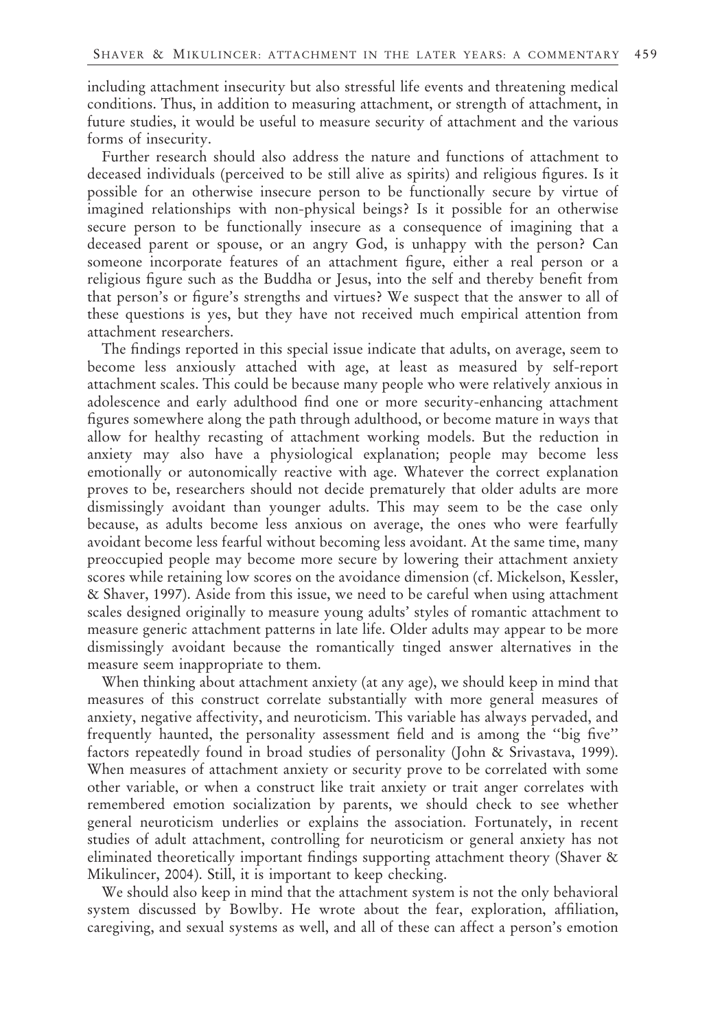including attachment insecurity but also stressful life events and threatening medical conditions. Thus, in addition to measuring attachment, or strength of attachment, in future studies, it would be useful to measure security of attachment and the various forms of insecurity.

Further research should also address the nature and functions of attachment to deceased individuals (perceived to be still alive as spirits) and religious figures. Is it possible for an otherwise insecure person to be functionally secure by virtue of imagined relationships with non-physical beings? Is it possible for an otherwise secure person to be functionally insecure as a consequence of imagining that a deceased parent or spouse, or an angry God, is unhappy with the person? Can someone incorporate features of an attachment figure, either a real person or a religious figure such as the Buddha or Jesus, into the self and thereby benefit from that person's or figure's strengths and virtues? We suspect that the answer to all of these questions is yes, but they have not received much empirical attention from attachment researchers.

The findings reported in this special issue indicate that adults, on average, seem to become less anxiously attached with age, at least as measured by self-report attachment scales. This could be because many people who were relatively anxious in adolescence and early adulthood find one or more security-enhancing attachment figures somewhere along the path through adulthood, or become mature in ways that allow for healthy recasting of attachment working models. But the reduction in anxiety may also have a physiological explanation; people may become less emotionally or autonomically reactive with age. Whatever the correct explanation proves to be, researchers should not decide prematurely that older adults are more dismissingly avoidant than younger adults. This may seem to be the case only because, as adults become less anxious on average, the ones who were fearfully avoidant become less fearful without becoming less avoidant. At the same time, many preoccupied people may become more secure by lowering their attachment anxiety scores while retaining low scores on the avoidance dimension (cf. Mickelson, Kessler, & Shaver, 1997). Aside from this issue, we need to be careful when using attachment scales designed originally to measure young adults' styles of romantic attachment to measure generic attachment patterns in late life. Older adults may appear to be more dismissingly avoidant because the romantically tinged answer alternatives in the measure seem inappropriate to them.

When thinking about attachment anxiety (at any age), we should keep in mind that measures of this construct correlate substantially with more general measures of anxiety, negative affectivity, and neuroticism. This variable has always pervaded, and frequently haunted, the personality assessment field and is among the "big five" factors repeatedly found in broad studies of personality (John & Srivastava, 1999). When measures of attachment anxiety or security prove to be correlated with some other variable, or when a construct like trait anxiety or trait anger correlates with remembered emotion socialization by parents, we should check to see whether general neuroticism underlies or explains the association. Fortunately, in recent studies of adult attachment, controlling for neuroticism or general anxiety has not eliminated theoretically important findings supporting attachment theory (Shaver & Mikulincer, 2004). Still, it is important to keep checking.

We should also keep in mind that the attachment system is not the only behavioral system discussed by Bowlby. He wrote about the fear, exploration, affiliation, caregiving, and sexual systems as well, and all of these can affect a person's emotion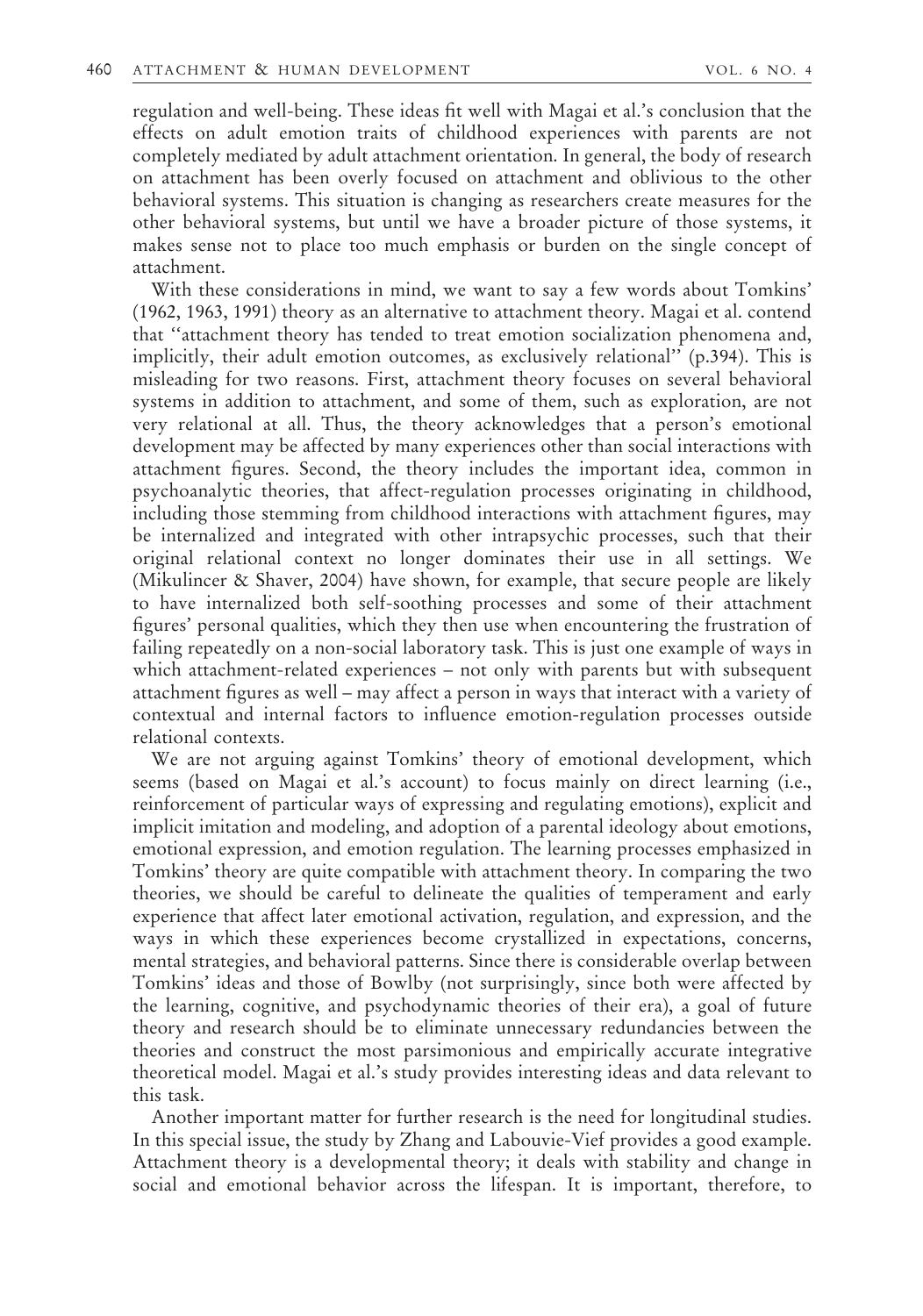regulation and well-being. These ideas fit well with Magai et al.'s conclusion that the effects on adult emotion traits of childhood experiences with parents are not completely mediated by adult attachment orientation. In general, the body of research on attachment has been overly focused on attachment and oblivious to the other behavioral systems. This situation is changing as researchers create measures for the other behavioral systems, but until we have a broader picture of those systems, it makes sense not to place too much emphasis or burden on the single concept of attachment.

With these considerations in mind, we want to say a few words about Tomkins' (1962, 1963, 1991) theory as an alternative to attachment theory. Magai et al. contend that "attachment theory has tended to treat emotion socialization phenomena and, implicitly, their adult emotion outcomes, as exclusively relational" (p.394). This is misleading for two reasons. First, attachment theory focuses on several behavioral systems in addition to attachment, and some of them, such as exploration, are not very relational at all. Thus, the theory acknowledges that a person's emotional development may be affected by many experiences other than social interactions with attachment figures. Second, the theory includes the important idea, common in psychoanalytic theories, that affect-regulation processes originating in childhood, including those stemming from childhood interactions with attachment figures, may be internalized and integrated with other intrapsychic processes, such that their original relational context no longer dominates their use in all settings. We (Mikulincer & Shaver, 2004) have shown, for example, that secure people are likely to have internalized both self-soothing processes and some of their attachment figures' personal qualities, which they then use when encountering the frustration of failing repeatedly on a non-social laboratory task. This is just one example of ways in which attachment-related experiences – not only with parents but with subsequent attachment figures as well – may affect a person in ways that interact with a variety of contextual and internal factors to influence emotion-regulation processes outside relational contexts.

We are not arguing against Tomkins' theory of emotional development, which seems (based on Magai et al.'s account) to focus mainly on direct learning (i.e., reinforcement of particular ways of expressing and regulating emotions), explicit and implicit imitation and modeling, and adoption of a parental ideology about emotions, emotional expression, and emotion regulation. The learning processes emphasized in Tomkins' theory are quite compatible with attachment theory. In comparing the two theories, we should be careful to delineate the qualities of temperament and early experience that affect later emotional activation, regulation, and expression, and the ways in which these experiences become crystallized in expectations, concerns, mental strategies, and behavioral patterns. Since there is considerable overlap between Tomkins' ideas and those of Bowlby (not surprisingly, since both were affected by the learning, cognitive, and psychodynamic theories of their era), a goal of future theory and research should be to eliminate unnecessary redundancies between the theories and construct the most parsimonious and empirically accurate integrative theoretical model. Magai et al.'s study provides interesting ideas and data relevant to this task.

Another important matter for further research is the need for longitudinal studies. In this special issue, the study by Zhang and Labouvie-Vief provides a good example. Attachment theory is a developmental theory; it deals with stability and change in social and emotional behavior across the lifespan. It is important, therefore, to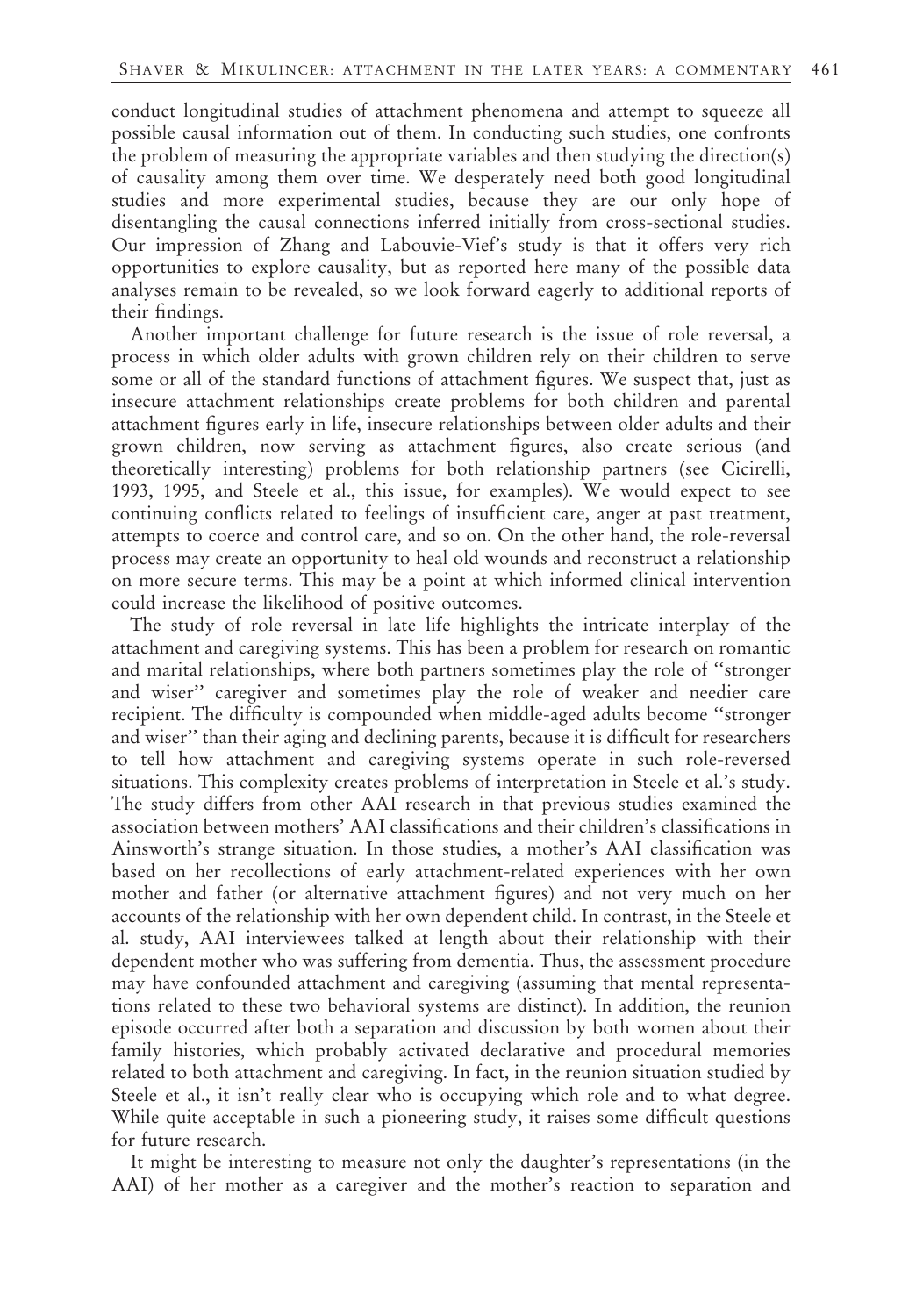conduct longitudinal studies of attachment phenomena and attempt to squeeze all possible causal information out of them. In conducting such studies, one confronts the problem of measuring the appropriate variables and then studying the direction(s) of causality among them over time. We desperately need both good longitudinal studies and more experimental studies, because they are our only hope of disentangling the causal connections inferred initially from cross-sectional studies. Our impression of Zhang and Labouvie-Vief's study is that it offers very rich opportunities to explore causality, but as reported here many of the possible data analyses remain to be revealed, so we look forward eagerly to additional reports of their findings.

Another important challenge for future research is the issue of role reversal, a process in which older adults with grown children rely on their children to serve some or all of the standard functions of attachment figures. We suspect that, just as insecure attachment relationships create problems for both children and parental attachment figures early in life, insecure relationships between older adults and their grown children, now serving as attachment figures, also create serious (and theoretically interesting) problems for both relationship partners (see Cicirelli, 1993, 1995, and Steele et al., this issue, for examples). We would expect to see continuing conflicts related to feelings of insufficient care, anger at past treatment, attempts to coerce and control care, and so on. On the other hand, the role-reversal process may create an opportunity to heal old wounds and reconstruct a relationship on more secure terms. This may be a point at which informed clinical intervention could increase the likelihood of positive outcomes.

The study of role reversal in late life highlights the intricate interplay of the attachment and caregiving systems. This has been a problem for research on romantic and marital relationships, where both partners sometimes play the role of ''stronger and wiser'' caregiver and sometimes play the role of weaker and needier care recipient. The difficulty is compounded when middle-aged adults become ''stronger and wiser'' than their aging and declining parents, because it is difficult for researchers to tell how attachment and caregiving systems operate in such role-reversed situations. This complexity creates problems of interpretation in Steele et al.'s study. The study differs from other AAI research in that previous studies examined the association between mothers' AAI classifications and their children's classifications in Ainsworth's strange situation. In those studies, a mother's AAI classification was based on her recollections of early attachment-related experiences with her own mother and father (or alternative attachment figures) and not very much on her accounts of the relationship with her own dependent child. In contrast, in the Steele et al. study, AAI interviewees talked at length about their relationship with their dependent mother who was suffering from dementia. Thus, the assessment procedure may have confounded attachment and caregiving (assuming that mental representations related to these two behavioral systems are distinct). In addition, the reunion episode occurred after both a separation and discussion by both women about their family histories, which probably activated declarative and procedural memories related to both attachment and caregiving. In fact, in the reunion situation studied by Steele et al., it isn't really clear who is occupying which role and to what degree. While quite acceptable in such a pioneering study, it raises some difficult questions for future research.

It might be interesting to measure not only the daughter's representations (in the AAI) of her mother as a caregiver and the mother's reaction to separation and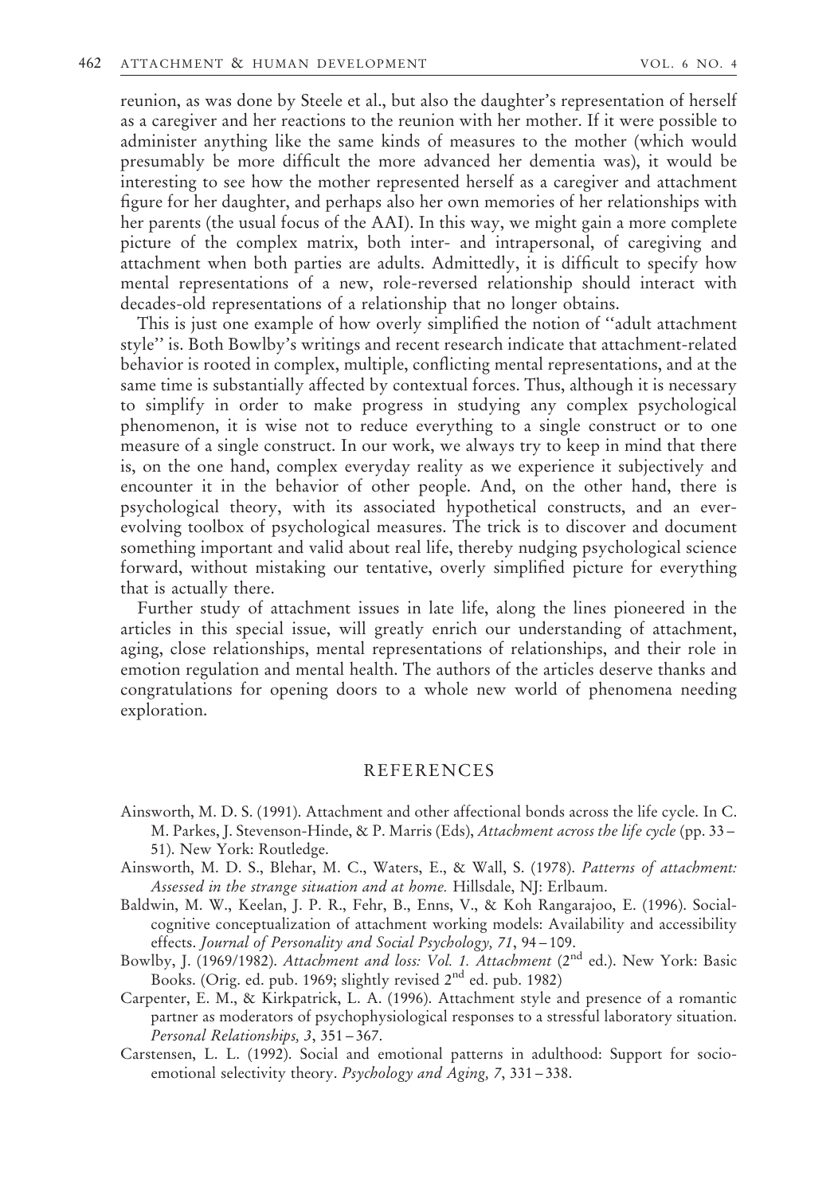reunion, as was done by Steele et al., but also the daughter's representation of herself as a caregiver and her reactions to the reunion with her mother. If it were possible to administer anything like the same kinds of measures to the mother (which would presumably be more difficult the more advanced her dementia was), it would be interesting to see how the mother represented herself as a caregiver and attachment figure for her daughter, and perhaps also her own memories of her relationships with her parents (the usual focus of the AAI). In this way, we might gain a more complete picture of the complex matrix, both inter- and intrapersonal, of caregiving and attachment when both parties are adults. Admittedly, it is difficult to specify how mental representations of a new, role-reversed relationship should interact with decades-old representations of a relationship that no longer obtains.

This is just one example of how overly simplified the notion of "adult attachment style" is. Both Bowlby's writings and recent research indicate that attachment-related behavior is rooted in complex, multiple, conflicting mental representations, and at the same time is substantially affected by contextual forces. Thus, although it is necessary to simplify in order to make progress in studying any complex psychological phenomenon, it is wise not to reduce everything to a single construct or to one measure of a single construct. In our work, we always try to keep in mind that there is, on the one hand, complex everyday reality as we experience it subjectively and encounter it in the behavior of other people. And, on the other hand, there is psychological theory, with its associated hypothetical constructs, and an ever-evolving toolbox of psychological measures. The trick is to discover and document something important and valid about real life, thereby nudging psychological science forward, without mistaking our tentative, overly simplified picture for everything that is actually there.

Further study of attachment issues in late life, along the lines pioneered in the articles in this special issue, will greatly enrich our understanding of attachment, aging, close relationships, mental representations of relationships, and their role in emotion regulation and mental health. The authors of the articles deserve thanks and congratulations for opening doors to a whole new world of phenomena needing exploration.

## REFERENCES

Ainsworth, M. D. S. (1991). Attachment and other affectional bonds across the life cycle. In C. M. Parkes, J. Stevenson-Hinde, & P. Marris (Eds), *Attachment across the life cycle* (pp. 33–51). New York: Routledge.

Ainsworth, M. D. S., Blehar, M. C., Waters, E., & Wall, S. (1978). *Patterns of attachment: Assessed in the strange situation and at home.* Hillsdale, NJ: Erlbaum.

Baldwin, M. W., Keelan, J. P. R., Fehr, B., Enns, V., & Koh Rangarajoo, E. (1996). Social-cognitive conceptualization of attachment working models: Availability and accessibility effects. *Journal of Personality and Social Psychology, 71*, 94–109.

Bowlby, J. (1969/1982). *Attachment and loss: Vol. 1. Attachment* (2nd ed.). New York: Basic Books. (Orig. ed. pub. 1969; slightly revised 2nd ed. pub. 1982)

Carpenter, E. M., & Kirkpatrick, L. A. (1996). Attachment style and presence of a romantic partner as moderators of psychophysiological responses to a stressful laboratory situation. *Personal Relationships, 3*, 351–367.

Carstensen, L. L. (1992). Social and emotional patterns in adulthood: Support for socio-emotional selectivity theory. *Psychology and Aging, 7*, 331–338.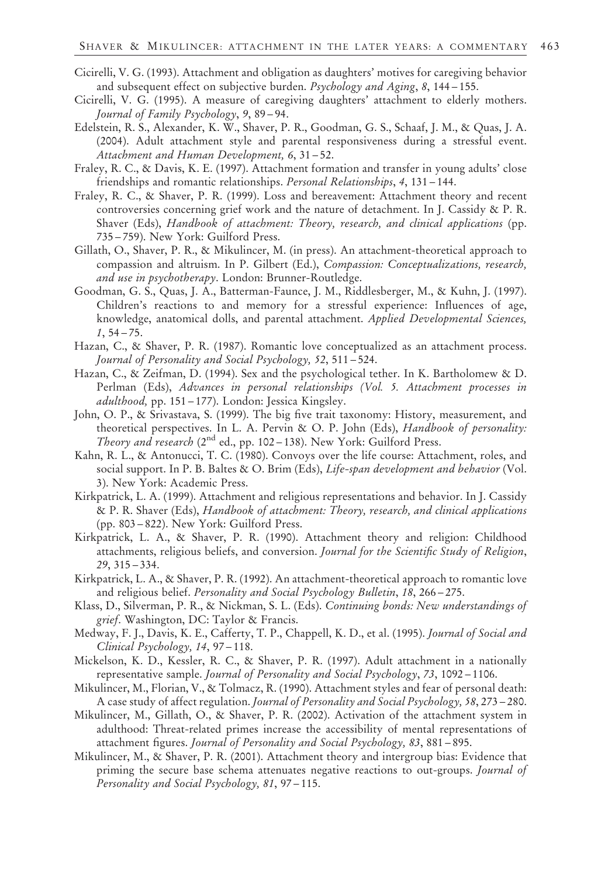Cicirelli, V. G. (1993). Attachment and obligation as daughters' motives for caregiving behavior and subsequent effect on subjective burden. *Psychology and Aging*, *8*, 144 – 155.

Cicirelli, V. G. (1995). A measure of caregiving daughters' attachment to elderly mothers. *Journal of Family Psychology*, *9*, 89 – 94.

Edelstein, R. S., Alexander, K. W., Shaver, P. R., Goodman, G. S., Schaaf, J. M., & Quas, J. A. (2004). Adult attachment style and parental responsiveness during a stressful event. *Attachment and Human Development, 6*, 31 – 52.

Fraley, R. C., & Davis, K. E. (1997). Attachment formation and transfer in young adults' close friendships and romantic relationships. *Personal Relationships*, *4*, 131 – 144.

Fraley, R. C., & Shaver, P. R. (1999). Loss and bereavement: Attachment theory and recent controversies concerning grief work and the nature of detachment. In J. Cassidy & P. R. Shaver (Eds), *Handbook of attachment: Theory, research, and clinical applications* (pp. 735 – 759). New York: Guilford Press.

Gillath, O., Shaver, P. R., & Mikulincer, M. (in press). An attachment-theoretical approach to compassion and altruism. In P. Gilbert (Ed.), *Compassion: Conceptualizations, research, and use in psychotherapy*. London: Brunner-Routledge.

Goodman, G. S., Quas, J. A., Batterman-Faunce, J. M., Riddlesberger, M., & Kuhn, J. (1997). Children's reactions to and memory for a stressful experience: Influences of age, knowledge, anatomical dolls, and parental attachment. *Applied Developmental Sciences, 1*, 54 – 75.

Hazan, C., & Shaver, P. R. (1987). Romantic love conceptualized as an attachment process. *Journal of Personality and Social Psychology, 52*, 511 – 524.

Hazan, C., & Zeifman, D. (1994). Sex and the psychological tether. In K. Bartholomew & D. Perlman (Eds), *Advances in personal relationships (Vol. 5. Attachment processes in adulthood,* pp. 151 – 177). London: Jessica Kingsley.

John, O. P., & Srivastava, S. (1999). The big five trait taxonomy: History, measurement, and theoretical perspectives. In L. A. Pervin & O. P. John (Eds), *Handbook of personality: Theory and research* (2nd ed., pp. 102 – 138). New York: Guilford Press.

Kahn, R. L., & Antonucci, T. C. (1980). Convoys over the life course: Attachment, roles, and social support. In P. B. Baltes & O. Brim (Eds), *Life-span development and behavior* (Vol. 3). New York: Academic Press.

Kirkpatrick, L. A. (1999). Attachment and religious representations and behavior. In J. Cassidy & P. R. Shaver (Eds), *Handbook of attachment: Theory, research, and clinical applications* (pp. 803 – 822). New York: Guilford Press.

Kirkpatrick, L. A., & Shaver, P. R. (1990). Attachment theory and religion: Childhood attachments, religious beliefs, and conversion. *Journal for the Scientific Study of Religion*, *29*, 315 – 334.

Kirkpatrick, L. A., & Shaver, P. R. (1992). An attachment-theoretical approach to romantic love and religious belief. *Personality and Social Psychology Bulletin*, *18*, 266 – 275.

Klass, D., Silverman, P. R., & Nickman, S. L. (Eds). *Continuing bonds: New understandings of grief*. Washington, DC: Taylor & Francis.

Medway, F. J., Davis, K. E., Cafferty, T. P., Chappell, K. D., et al. (1995). *Journal of Social and Clinical Psychology, 14*, 97 – 118.

Mickelson, K. D., Kessler, R. C., & Shaver, P. R. (1997). Adult attachment in a nationally representative sample. *Journal of Personality and Social Psychology*, *73*, 1092 – 1106.

Mikulincer, M., Florian, V., & Tolmacz, R. (1990). Attachment styles and fear of personal death: A case study of affect regulation. *Journal of Personality and Social Psychology, 58*, 273 – 280.

Mikulincer, M., Gillath, O., & Shaver, P. R. (2002). Activation of the attachment system in adulthood: Threat-related primes increase the accessibility of mental representations of attachment figures. *Journal of Personality and Social Psychology, 83*, 881 – 895.

Mikulincer, M., & Shaver, P. R. (2001). Attachment theory and intergroup bias: Evidence that priming the secure base schema attenuates negative reactions to out-groups. *Journal of Personality and Social Psychology, 81*, 97 – 115.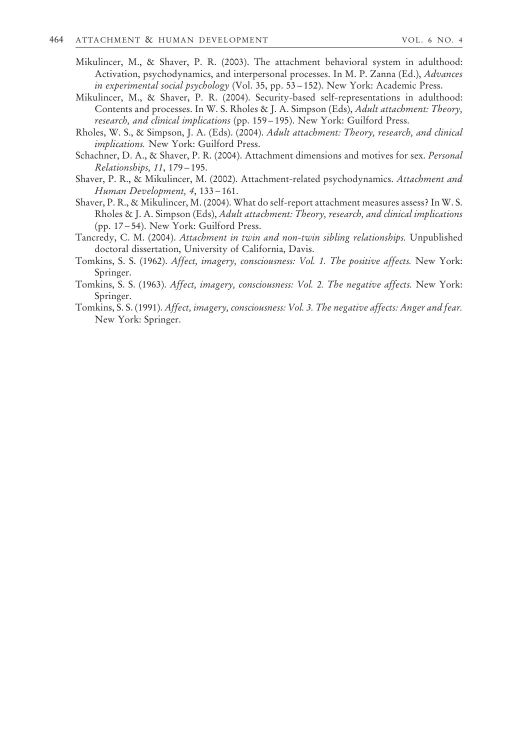Mikulincer, M., & Shaver, P. R. (2003). The attachment behavioral system in adulthood: Activation, psychodynamics, and interpersonal processes. In M. P. Zanna (Ed.), *Advances in experimental social psychology* (Vol. 35, pp. 53 – 152). New York: Academic Press.

Mikulincer, M., & Shaver, P. R. (2004). Security-based self-representations in adulthood: Contents and processes. In W. S. Rholes & J. A. Simpson (Eds), *Adult attachment: Theory, research, and clinical implications* (pp. 159 – 195). New York: Guilford Press.

Rholes, W. S., & Simpson, J. A. (Eds). (2004). *Adult attachment: Theory, research, and clinical implications.* New York: Guilford Press.

Schachner, D. A., & Shaver, P. R. (2004). Attachment dimensions and motives for sex. *Personal Relationships, 11*, 179 – 195.

Shaver, P. R., & Mikulincer, M. (2002). Attachment-related psychodynamics. *Attachment and Human Development, 4*, 133 – 161.

Shaver, P. R., & Mikulincer, M. (2004). What do self-report attachment measures assess? In W. S. Rholes & J. A. Simpson (Eds), *Adult attachment: Theory, research, and clinical implications* (pp. 17 – 54). New York: Guilford Press.

Tancredy, C. M. (2004). *Attachment in twin and non-twin sibling relationships.* Unpublished doctoral dissertation, University of California, Davis.

Tomkins, S. S. (1962). *Affect, imagery, consciousness: Vol. 1. The positive affects.* New York: Springer.

Tomkins, S. S. (1963). *Affect, imagery, consciousness: Vol. 2. The negative affects.* New York: Springer.

Tomkins, S. S. (1991). *Affect, imagery, consciousness: Vol. 3. The negative affects: Anger and fear.* New York: Springer.